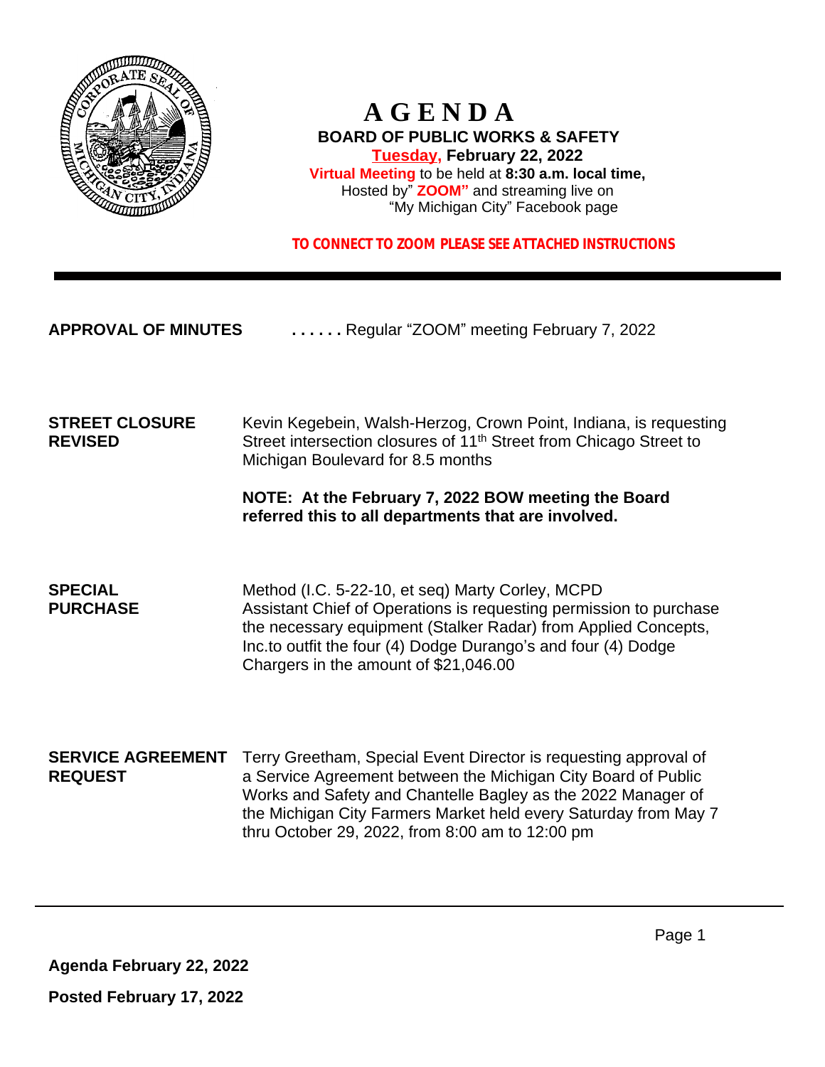# AGENDA

**BOARD OF PUBLIC WORKS & SAFETY**

**Tuesday, February 22, 2022**

**Virtual Meeting** to be held at **8:30 a.m. local time,**
Hosted by" **ZOOM"** and streaming live on
"My Michigan City" Facebook page

**TO CONNECT TO ZOOM PLEASE SEE ATTACHED INSTRUCTIONS**

---

**APPROVAL OF MINUTES** . . . . . . Regular "ZOOM" meeting February 7, 2022

**STREET CLOSURE REVISED**

Kevin Kegebein, Walsh-Herzog, Crown Point, Indiana, is requesting Street intersection closures of 11th Street from Chicago Street to Michigan Boulevard for 8.5 months

**NOTE: At the February 7, 2022 BOW meeting the Board referred this to all departments that are involved.**

**SPECIAL PURCHASE**

Method (I.C. 5-22-10, et seq) Marty Corley, MCPD Assistant Chief of Operations is requesting permission to purchase the necessary equipment (Stalker Radar) from Applied Concepts, Inc.to outfit the four (4) Dodge Durango's and four (4) Dodge Chargers in the amount of $21,046.00

**SERVICE AGREEMENT REQUEST**

Terry Greetham, Special Event Director is requesting approval of a Service Agreement between the Michigan City Board of Public Works and Safety and Chantelle Bagley as the 2022 Manager of the Michigan City Farmers Market held every Saturday from May 7 thru October 29, 2022, from 8:00 am to 12:00 pm

**Agenda February 22, 2022**

**Posted February 17, 2022**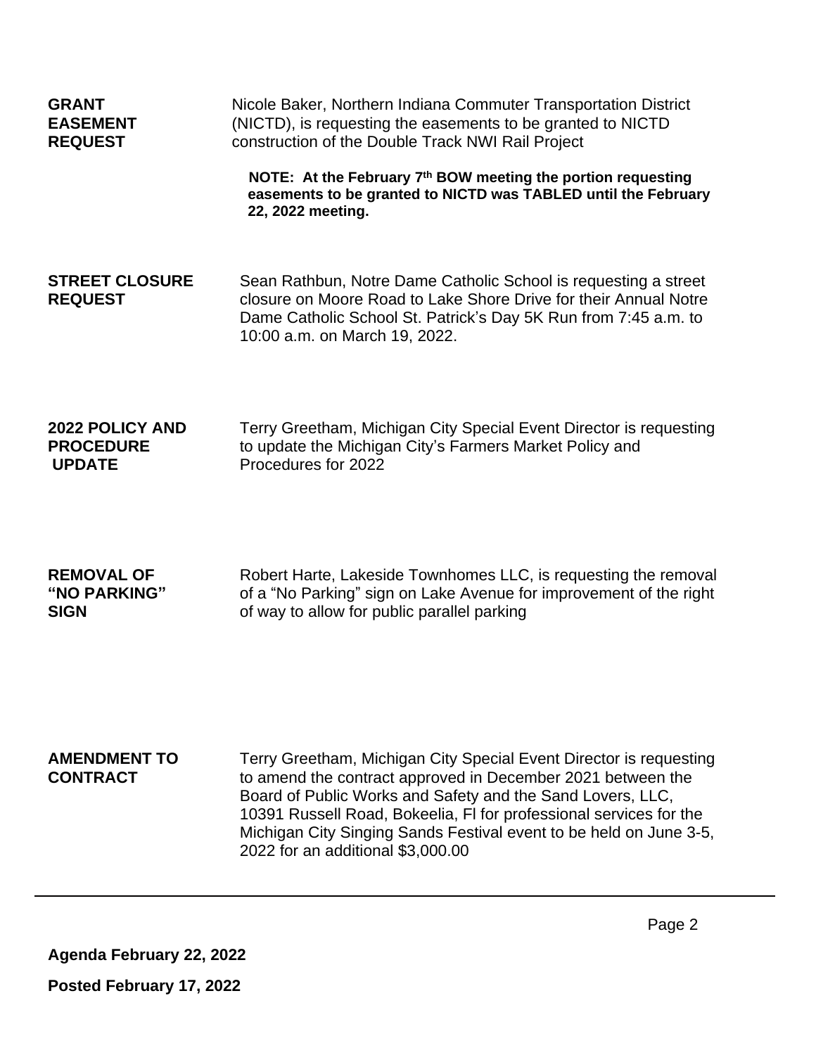**GRANT EASEMENT REQUEST**

Nicole Baker, Northern Indiana Commuter Transportation District (NICTD), is requesting the easements to be granted to NICTD construction of the Double Track NWI Rail Project

**NOTE: At the February 7th BOW meeting the portion requesting easements to be granted to NICTD was TABLED until the February 22, 2022 meeting.**

**STREET CLOSURE REQUEST**

Sean Rathbun, Notre Dame Catholic School is requesting a street closure on Moore Road to Lake Shore Drive for their Annual Notre Dame Catholic School St. Patrick's Day 5K Run from 7:45 a.m. to 10:00 a.m. on March 19, 2022.

**2022 POLICY AND PROCEDURE UPDATE**

Terry Greetham, Michigan City Special Event Director is requesting to update the Michigan City's Farmers Market Policy and Procedures for 2022

**REMOVAL OF "NO PARKING" SIGN**

Robert Harte, Lakeside Townhomes LLC, is requesting the removal of a "No Parking" sign on Lake Avenue for improvement of the right of way to allow for public parallel parking

**AMENDMENT TO CONTRACT**

Terry Greetham, Michigan City Special Event Director is requesting to amend the contract approved in December 2021 between the Board of Public Works and Safety and the Sand Lovers, LLC, 10391 Russell Road, Bokeelia, Fl for professional services for the Michigan City Singing Sands Festival event to be held on June 3-5, 2022 for an additional $3,000.00

---

**Agenda February 22, 2022**

**Posted February 17, 2022**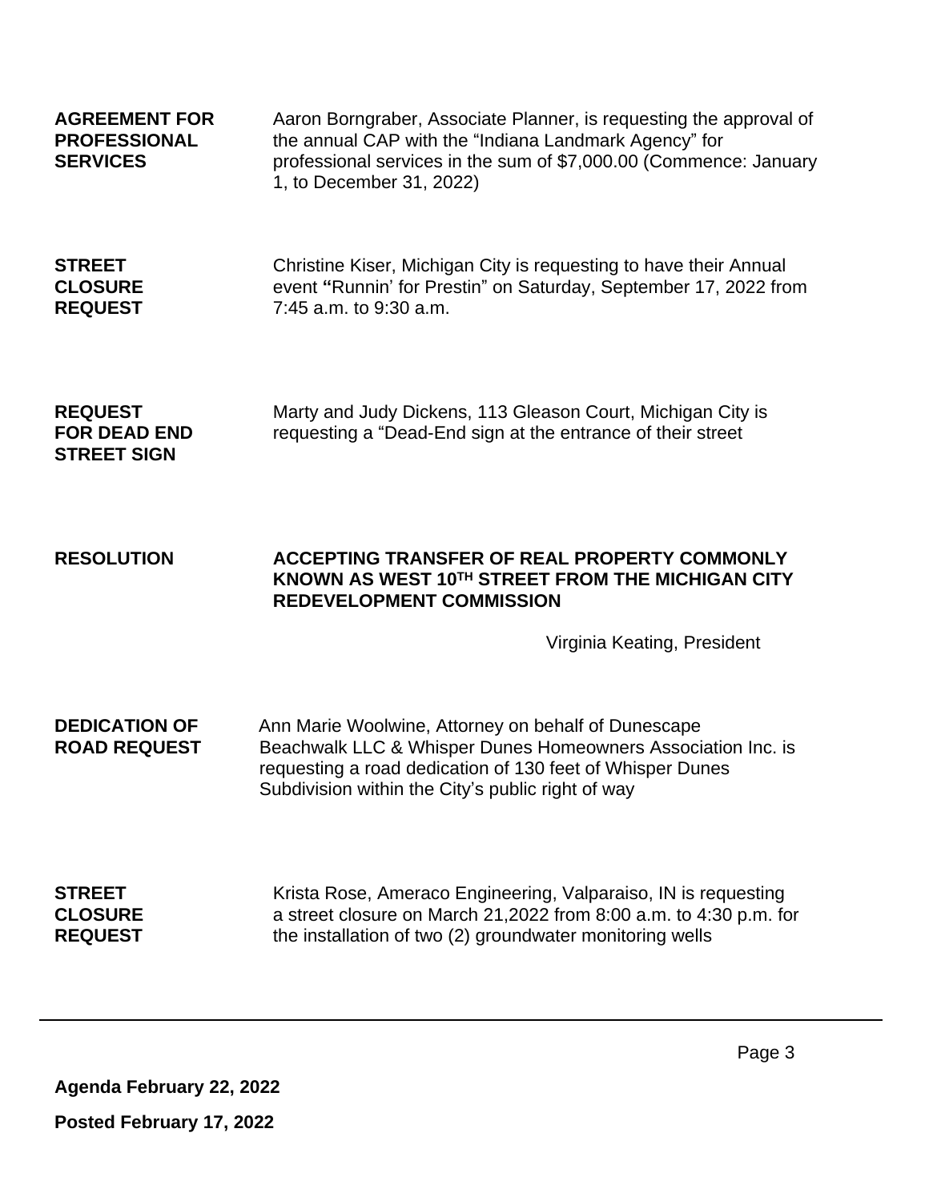**AGREEMENT FOR PROFESSIONAL SERVICES**

Aaron Borngraber, Associate Planner, is requesting the approval of the annual CAP with the "Indiana Landmark Agency" for professional services in the sum of $7,000.00 (Commence: January 1, to December 31, 2022)

**STREET CLOSURE REQUEST**

Christine Kiser, Michigan City is requesting to have their Annual event **"**Runnin' for Prestin" on Saturday, September 17, 2022 from 7:45 a.m. to 9:30 a.m.

**REQUEST FOR DEAD END STREET SIGN**

Marty and Judy Dickens, 113 Gleason Court, Michigan City is requesting a "Dead-End sign at the entrance of their street

**RESOLUTION**

**ACCEPTING TRANSFER OF REAL PROPERTY COMMONLY KNOWN AS WEST 10TH STREET FROM THE MICHIGAN CITY REDEVELOPMENT COMMISSION**

Virginia Keating, President

**DEDICATION OF ROAD REQUEST**

Ann Marie Woolwine, Attorney on behalf of Dunescape Beachwalk LLC & Whisper Dunes Homeowners Association Inc. is requesting a road dedication of 130 feet of Whisper Dunes Subdivision within the City's public right of way

**STREET CLOSURE REQUEST**

Krista Rose, Ameraco Engineering, Valparaiso, IN is requesting a street closure on March 21,2022 from 8:00 a.m. to 4:30 p.m. for the installation of two (2) groundwater monitoring wells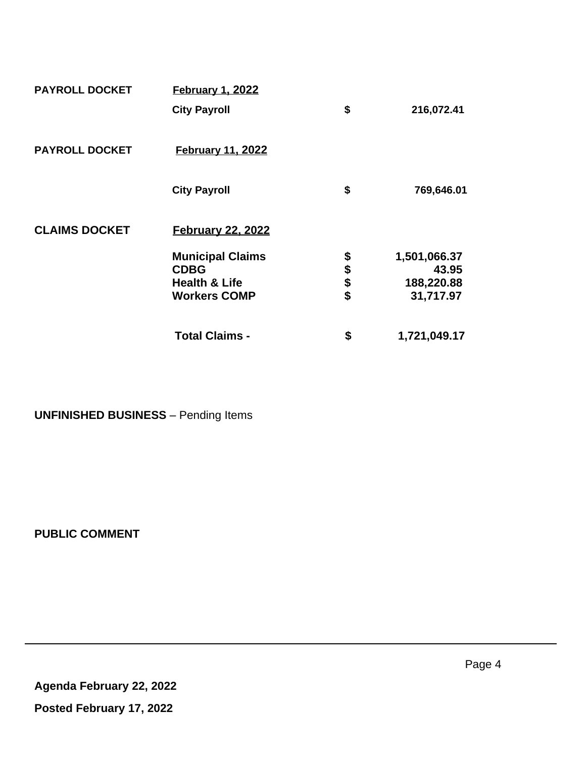| | | | |
|---|---|---|---|
| **PAYROLL DOCKET** | **February 1, 2022** | | |
| | **City Payroll** | **$** | **216,072.41** |
| **PAYROLL DOCKET** | **February 11, 2022** | | |
| | **City Payroll** | **$** | **769,646.01** |
| **CLAIMS DOCKET** | **February 22, 2022** | | |
| | **Municipal Claims** | **$** | **1,501,066.37** |
| | **CDBG** | **$** | **43.95** |
| | **Health & Life** | **$** | **188,220.88** |
| | **Workers COMP** | **$** | **31,717.97** |
| | **Total Claims -** | **$** | **1,721,049.17** |

**UNFINISHED BUSINESS** – Pending Items

**PUBLIC COMMENT**

---

**Agenda February 22, 2022**

**Posted February 17, 2022**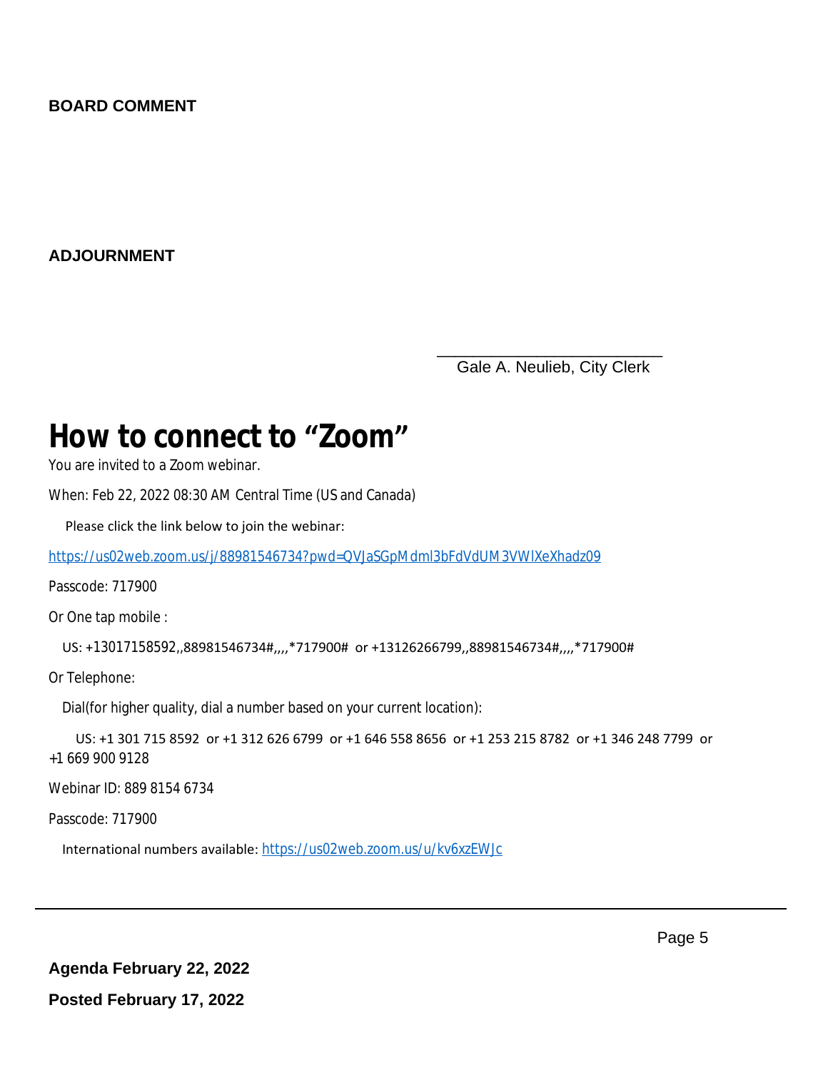**BOARD COMMENT**

**ADJOURNMENT**

\_\_\_\_\_\_\_\_\_\_\_\_\_\_\_\_\_\_\_\_\_\_\_\_\_\_

Gale A. Neulieb, City Clerk

# How to connect to "Zoom"

You are invited to a Zoom webinar.

When: Feb 22, 2022 08:30 AM Central Time (US and Canada)

Please click the link below to join the webinar:

https://us02web.zoom.us/j/88981546734?pwd=QVJaSGpMdml3bFdVdUM3VWlXeXhadz09

Passcode: 717900

Or One tap mobile :

US: +13017158592,,88981546734#,,,,*717900# or +13126266799,,88981546734#,,,,*717900#

Or Telephone:

Dial(for higher quality, dial a number based on your current location):

US: +1 301 715 8592 or +1 312 626 6799 or +1 646 558 8656 or +1 253 215 8782 or +1 346 248 7799 or +1 669 900 9128

Webinar ID: 889 8154 6734

Passcode: 717900

International numbers available: https://us02web.zoom.us/u/kv6xzEWJc

**Agenda February 22, 2022**

**Posted February 17, 2022**